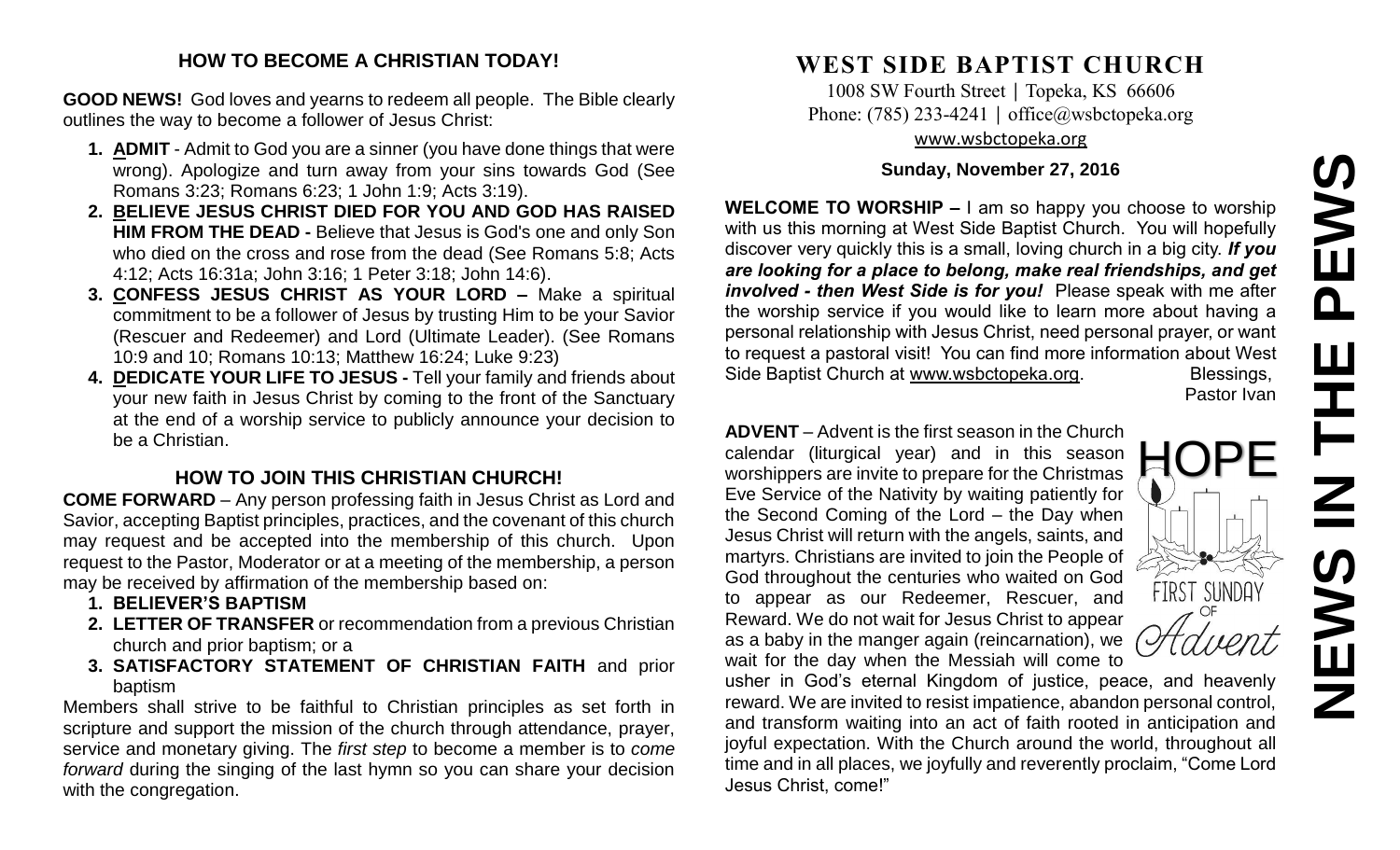### HOW TO BECOME A CHRISTIAN TODAY!

**GOOD NEWS!** God loves and yearns to redeem all people. The Bible clearly outlines the way to become a follower of Jesus Christ:

1. **ADMIT** - Admit to God you are a sinner (you have done things that were wrong). Apologize and turn away from your sins towards God (See Romans 3:23; Romans 6:23; 1 John 1:9; Acts 3:19).
2. **BELIEVE JESUS CHRIST DIED FOR YOU AND GOD HAS RAISED HIM FROM THE DEAD -** Believe that Jesus is God's one and only Son who died on the cross and rose from the dead (See Romans 5:8; Acts 4:12; Acts 16:31a; John 3:16; 1 Peter 3:18; John 14:6).
3. **CONFESS JESUS CHRIST AS YOUR LORD –** Make a spiritual commitment to be a follower of Jesus by trusting Him to be your Savior (Rescuer and Redeemer) and Lord (Ultimate Leader). (See Romans 10:9 and 10; Romans 10:13; Matthew 16:24; Luke 9:23)
4. **DEDICATE YOUR LIFE TO JESUS -** Tell your family and friends about your new faith in Jesus Christ by coming to the front of the Sanctuary at the end of a worship service to publicly announce your decision to be a Christian.

### HOW TO JOIN THIS CHRISTIAN CHURCH!

**COME FORWARD** – Any person professing faith in Jesus Christ as Lord and Savior, accepting Baptist principles, practices, and the covenant of this church may request and be accepted into the membership of this church. Upon request to the Pastor, Moderator or at a meeting of the membership, a person may be received by affirmation of the membership based on:

1. **BELIEVER'S BAPTISM**
2. **LETTER OF TRANSFER** or recommendation from a previous Christian church and prior baptism; or a
3. **SATISFACTORY STATEMENT OF CHRISTIAN FAITH** and prior baptism

Members shall strive to be faithful to Christian principles as set forth in scripture and support the mission of the church through attendance, prayer, service and monetary giving. The *first step* to become a member is to *come forward* during the singing of the last hymn so you can share your decision with the congregation.

# WEST SIDE BAPTIST CHURCH

1008 SW Fourth Street | Topeka, KS 66606
Phone: (785) 233-4241 | office@wsbctopeka.org
www.wsbctopeka.org

**Sunday, November 27, 2016**

# NEWS IN THE PEWS

**WELCOME TO WORSHIP –** I am so happy you choose to worship with us this morning at West Side Baptist Church. You will hopefully discover very quickly this is a small, loving church in a big city. ***If you are looking for a place to belong, make real friendships, and get involved - then West Side is for you!*** Please speak with me after the worship service if you would like to learn more about having a personal relationship with Jesus Christ, need personal prayer, or want to request a pastoral visit! You can find more information about West Side Baptist Church at www.wsbctopeka.org. Blessings, Pastor Ivan

HOPE
FIRST SUNDAY OF Advent

**ADVENT** – Advent is the first season in the Church calendar (liturgical year) and in this season worshippers are invite to prepare for the Christmas Eve Service of the Nativity by waiting patiently for the Second Coming of the Lord – the Day when Jesus Christ will return with the angels, saints, and martyrs. Christians are invited to join the People of God throughout the centuries who waited on God to appear as our Redeemer, Rescuer, and Reward. We do not wait for Jesus Christ to appear as a baby in the manger again (reincarnation), we wait for the day when the Messiah will come to usher in God's eternal Kingdom of justice, peace, and heavenly reward. We are invited to resist impatience, abandon personal control, and transform waiting into an act of faith rooted in anticipation and joyful expectation. With the Church around the world, throughout all time and in all places, we joyfully and reverently proclaim, "Come Lord Jesus Christ, come!"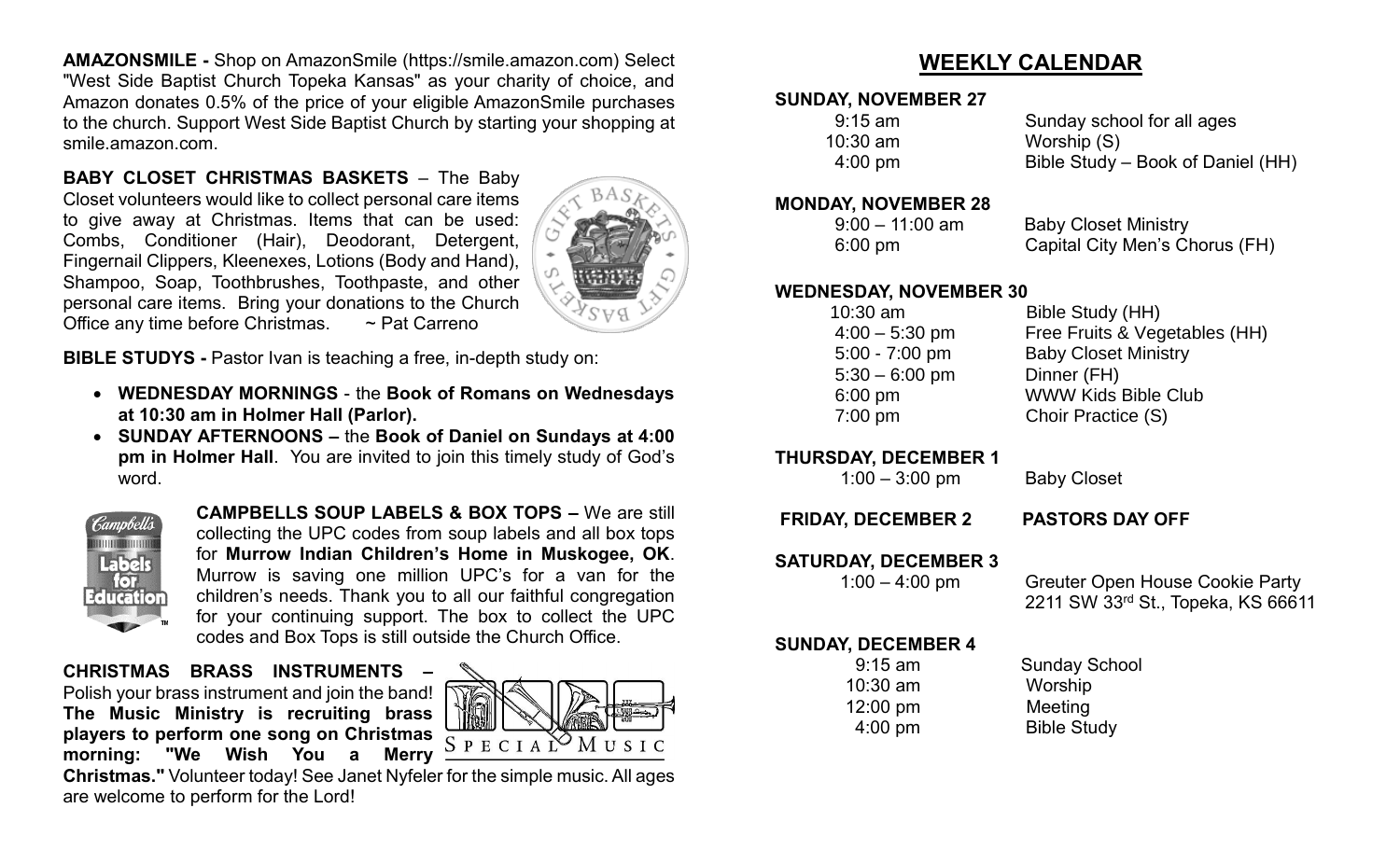**AMAZONSMILE -** Shop on AmazonSmile (https://smile.amazon.com) Select "West Side Baptist Church Topeka Kansas" as your charity of choice, and Amazon donates 0.5% of the price of your eligible AmazonSmile purchases to the church. Support West Side Baptist Church by starting your shopping at smile.amazon.com.

**BABY CLOSET CHRISTMAS BASKETS** – The Baby Closet volunteers would like to collect personal care items to give away at Christmas. Items that can be used: Combs, Conditioner (Hair), Deodorant, Detergent, Fingernail Clippers, Kleenexes, Lotions (Body and Hand), Shampoo, Soap, Toothbrushes, Toothpaste, and other personal care items. Bring your donations to the Church Office any time before Christmas. ~ Pat Carreno

**BIBLE STUDYS -** Pastor Ivan is teaching a free, in-depth study on:

- **WEDNESDAY MORNINGS** - the **Book of Romans on Wednesdays at 10:30 am in Holmer Hall (Parlor).**
- **SUNDAY AFTERNOONS –** the **Book of Daniel on Sundays at 4:00 pm in Holmer Hall**. You are invited to join this timely study of God's word.

**CAMPBELLS SOUP LABELS & BOX TOPS –** We are still collecting the UPC codes from soup labels and all box tops for **Murrow Indian Children's Home in Muskogee, OK**. Murrow is saving one million UPC's for a van for the children's needs. Thank you to all our faithful congregation for your continuing support. The box to collect the UPC codes and Box Tops is still outside the Church Office.

**CHRISTMAS BRASS INSTRUMENTS –** Polish your brass instrument and join the band! **The Music Ministry is recruiting brass players to perform one song on Christmas morning: "We Wish You a Merry Christmas."** Volunteer today! See Janet Nyfeler for the simple music. All ages are welcome to perform for the Lord!

## WEEKLY CALENDAR

**SUNDAY, NOVEMBER 27**

| | |
|---|---|
| 9:15 am | Sunday school for all ages |
| 10:30 am | Worship (S) |
| 4:00 pm | Bible Study – Book of Daniel (HH) |

**MONDAY, NOVEMBER 28**

| | |
|---|---|
| 9:00 – 11:00 am | Baby Closet Ministry |
| 6:00 pm | Capital City Men's Chorus (FH) |

**WEDNESDAY, NOVEMBER 30**

| | |
|---|---|
| 10:30 am | Bible Study (HH) |
| 4:00 – 5:30 pm | Free Fruits & Vegetables (HH) |
| 5:00 - 7:00 pm | Baby Closet Ministry |
| 5:30 – 6:00 pm | Dinner (FH) |
| 6:00 pm | WWW Kids Bible Club |
| 7:00 pm | Choir Practice (S) |

**THURSDAY, DECEMBER 1**

| | |
|---|---|
| 1:00 – 3:00 pm | Baby Closet |

**FRIDAY, DECEMBER 2** **PASTORS DAY OFF**

**SATURDAY, DECEMBER 3**

| | |
|---|---|
| 1:00 – 4:00 pm | Greuter Open House Cookie Party<br>2211 SW 33rd St., Topeka, KS 66611 |

**SUNDAY, DECEMBER 4**

| | |
|---|---|
| 9:15 am | Sunday School |
| 10:30 am | Worship |
| 12:00 pm | Meeting |
| 4:00 pm | Bible Study |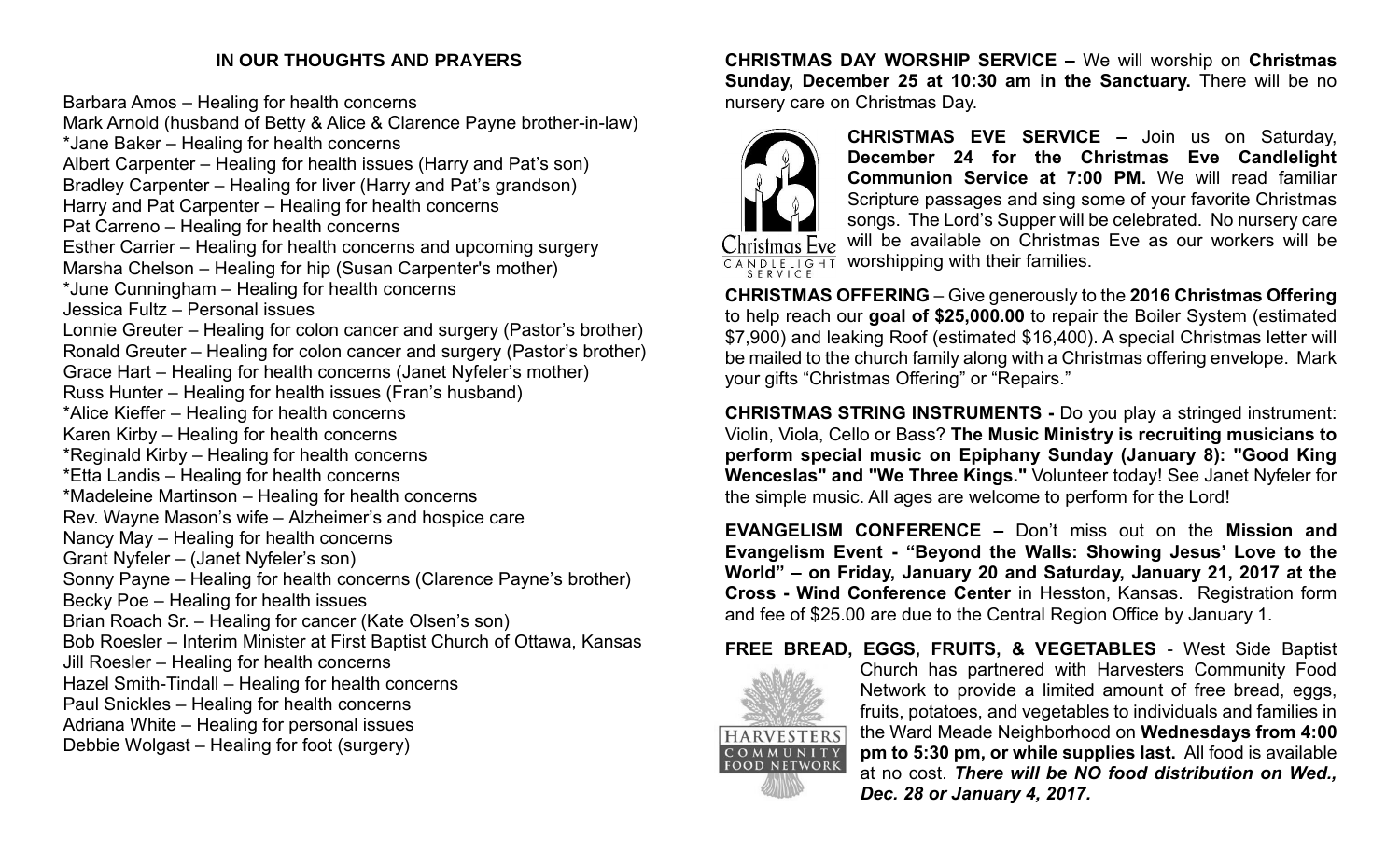## IN OUR THOUGHTS AND PRAYERS

Barbara Amos – Healing for health concerns
Mark Arnold (husband of Betty & Alice & Clarence Payne brother-in-law)
*Jane Baker – Healing for health concerns
Albert Carpenter – Healing for health issues (Harry and Pat's son)
Bradley Carpenter – Healing for liver (Harry and Pat's grandson)
Harry and Pat Carpenter – Healing for health concerns
Pat Carreno – Healing for health concerns
Esther Carrier – Healing for health concerns and upcoming surgery
Marsha Chelson – Healing for hip (Susan Carpenter's mother)
*June Cunningham – Healing for health concerns
Jessica Fultz – Personal issues
Lonnie Greuter – Healing for colon cancer and surgery (Pastor's brother)
Ronald Greuter – Healing for colon cancer and surgery (Pastor's brother)
Grace Hart – Healing for health concerns (Janet Nyfeler's mother)
Russ Hunter – Healing for health issues (Fran's husband)
*Alice Kieffer – Healing for health concerns
Karen Kirby – Healing for health concerns
*Reginald Kirby – Healing for health concerns
*Etta Landis – Healing for health concerns
*Madeleine Martinson – Healing for health concerns
Rev. Wayne Mason's wife – Alzheimer's and hospice care
Nancy May – Healing for health concerns
Grant Nyfeler – (Janet Nyfeler's son)
Sonny Payne – Healing for health concerns (Clarence Payne's brother)
Becky Poe – Healing for health issues
Brian Roach Sr. – Healing for cancer (Kate Olsen's son)
Bob Roesler – Interim Minister at First Baptist Church of Ottawa, Kansas
Jill Roesler – Healing for health concerns
Hazel Smith-Tindall – Healing for health concerns
Paul Snickles – Healing for health concerns
Adriana White – Healing for personal issues
Debbie Wolgast – Healing for foot (surgery)

**CHRISTMAS DAY WORSHIP SERVICE –** We will worship on **Christmas Sunday, December 25 at 10:30 am in the Sanctuary.** There will be no nursery care on Christmas Day.

**CHRISTMAS EVE SERVICE –** Join us on Saturday, **December 24 for the Christmas Eve Candlelight Communion Service at 7:00 PM.** We will read familiar Scripture passages and sing some of your favorite Christmas songs. The Lord's Supper will be celebrated. No nursery care will be available on Christmas Eve as our workers will be worshipping with their families.

**CHRISTMAS OFFERING** – Give generously to the **2016 Christmas Offering** to help reach our **goal of $25,000.00** to repair the Boiler System (estimated $7,900) and leaking Roof (estimated $16,400). A special Christmas letter will be mailed to the church family along with a Christmas offering envelope. Mark your gifts "Christmas Offering" or "Repairs."

**CHRISTMAS STRING INSTRUMENTS -** Do you play a stringed instrument: Violin, Viola, Cello or Bass? **The Music Ministry is recruiting musicians to perform special music on Epiphany Sunday (January 8): "Good King Wenceslas" and "We Three Kings."** Volunteer today! See Janet Nyfeler for the simple music. All ages are welcome to perform for the Lord!

**EVANGELISM CONFERENCE –** Don't miss out on the **Mission and Evangelism Event - "Beyond the Walls: Showing Jesus' Love to the World" – on Friday, January 20 and Saturday, January 21, 2017 at the Cross - Wind Conference Center** in Hesston, Kansas. Registration form and fee of $25.00 are due to the Central Region Office by January 1.

**FREE BREAD, EGGS, FRUITS, & VEGETABLES** - West Side Baptist Church has partnered with Harvesters Community Food Network to provide a limited amount of free bread, eggs, fruits, potatoes, and vegetables to individuals and families in the Ward Meade Neighborhood on **Wednesdays from 4:00 pm to 5:30 pm, or while supplies last.** All food is available at no cost. ***There will be NO food distribution on Wed., Dec. 28 or January 4, 2017.***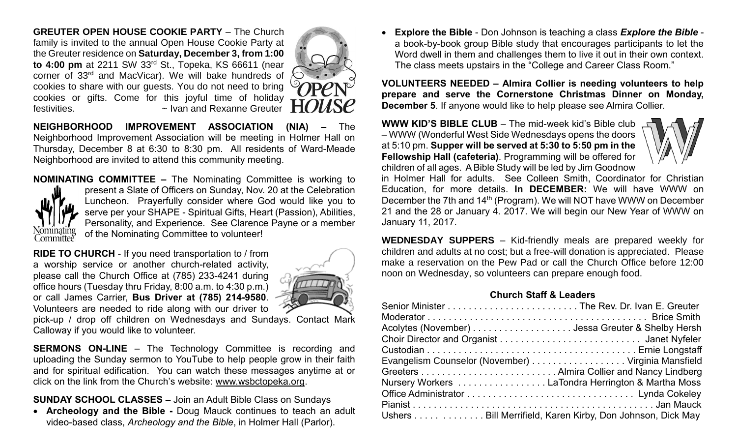**GREUTER OPEN HOUSE COOKIE PARTY** – The Church family is invited to the annual Open House Cookie Party at the Greuter residence on **Saturday, December 3, from 1:00 to 4:00 pm** at 2211 SW 33rd St., Topeka, KS 66611 (near corner of 33rd and MacVicar). We will bake hundreds of cookies to share with our guests. You do not need to bring cookies or gifts. Come for this joyful time of holiday festivities. ~ Ivan and Rexanne Greuter

**NEIGHBORHOOD IMPROVEMENT ASSOCIATION (NIA) –** The Neighborhood Improvement Association will be meeting in Holmer Hall on Thursday, December 8 at 6:30 to 8:30 pm. All residents of Ward-Meade Neighborhood are invited to attend this community meeting.

**NOMINATING COMMITTEE –** The Nominating Committee is working to present a Slate of Officers on Sunday, Nov. 20 at the Celebration Luncheon. Prayerfully consider where God would like you to serve per your SHAPE - Spiritual Gifts, Heart (Passion), Abilities, Personality, and Experience. See Clarence Payne or a member of the Nominating Committee to volunteer!

**RIDE TO CHURCH** - If you need transportation to / from a worship service or another church-related activity, please call the Church Office at (785) 233-4241 during office hours (Tuesday thru Friday, 8:00 a.m. to 4:30 p.m.) or call James Carrier, **Bus Driver at (785) 214-9580**. Volunteers are needed to ride along with our driver to pick-up / drop off children on Wednesdays and Sundays. Contact Mark Calloway if you would like to volunteer.

**SERMONS ON-LINE** – The Technology Committee is recording and uploading the Sunday sermon to YouTube to help people grow in their faith and for spiritual edification. You can watch these messages anytime at or click on the link from the Church's website: www.wsbctopeka.org.

**SUNDAY SCHOOL CLASSES –** Join an Adult Bible Class on Sundays

- **Archeology and the Bible -** Doug Mauck continues to teach an adult video-based class, *Archeology and the Bible*, in Holmer Hall (Parlor).
- **Explore the Bible** - Don Johnson is teaching a class ***Explore the Bible*** - a book-by-book group Bible study that encourages participants to let the Word dwell in them and challenges them to live it out in their own context. The class meets upstairs in the "College and Career Class Room."

**VOLUNTEERS NEEDED – Almira Collier is needing volunteers to help prepare and serve the Cornerstone Christmas Dinner on Monday, December 5**. If anyone would like to help please see Almira Collier.

**WWW KID'S BIBLE CLUB** – The mid-week kid's Bible club – WWW (Wonderful West Side Wednesdays opens the doors at 5:10 pm. **Supper will be served at 5:30 to 5:50 pm in the Fellowship Hall (cafeteria)**. Programming will be offered for children of all ages. A Bible Study will be led by Jim Goodnow in Holmer Hall for adults. See Colleen Smith, Coordinator for Christian Education, for more details. **In DECEMBER:** We will have WWW on December the 7th and 14th (Program). We will NOT have WWW on December 21 and the 28 or January 4. 2017. We will begin our New Year of WWW on January 11, 2017.

**WEDNESDAY SUPPERS** – Kid-friendly meals are prepared weekly for children and adults at no cost; but a free-will donation is appreciated. Please make a reservation on the Pew Pad or call the Church Office before 12:00 noon on Wednesday, so volunteers can prepare enough food.

### Church Staff & Leaders

| | |
|---|---|
| Senior Minister | The Rev. Dr. Ivan E. Greuter |
| Moderator | Brice Smith |
| Acolytes (November) | Jessa Greuter & Shelby Hersh |
| Choir Director and Organist | Janet Nyfeler |
| Custodian | Ernie Longstaff |
| Evangelism Counselor (November) | Virginia Mansfield |
| Greeters | Almira Collier and Nancy Lindberg |
| Nursery Workers | LaTondra Herrington & Martha Moss |
| Office Administrator | Lynda Cokeley |
| Pianist | Jan Mauck |
| Ushers | Bill Merrifield, Karen Kirby, Don Johnson, Dick May |